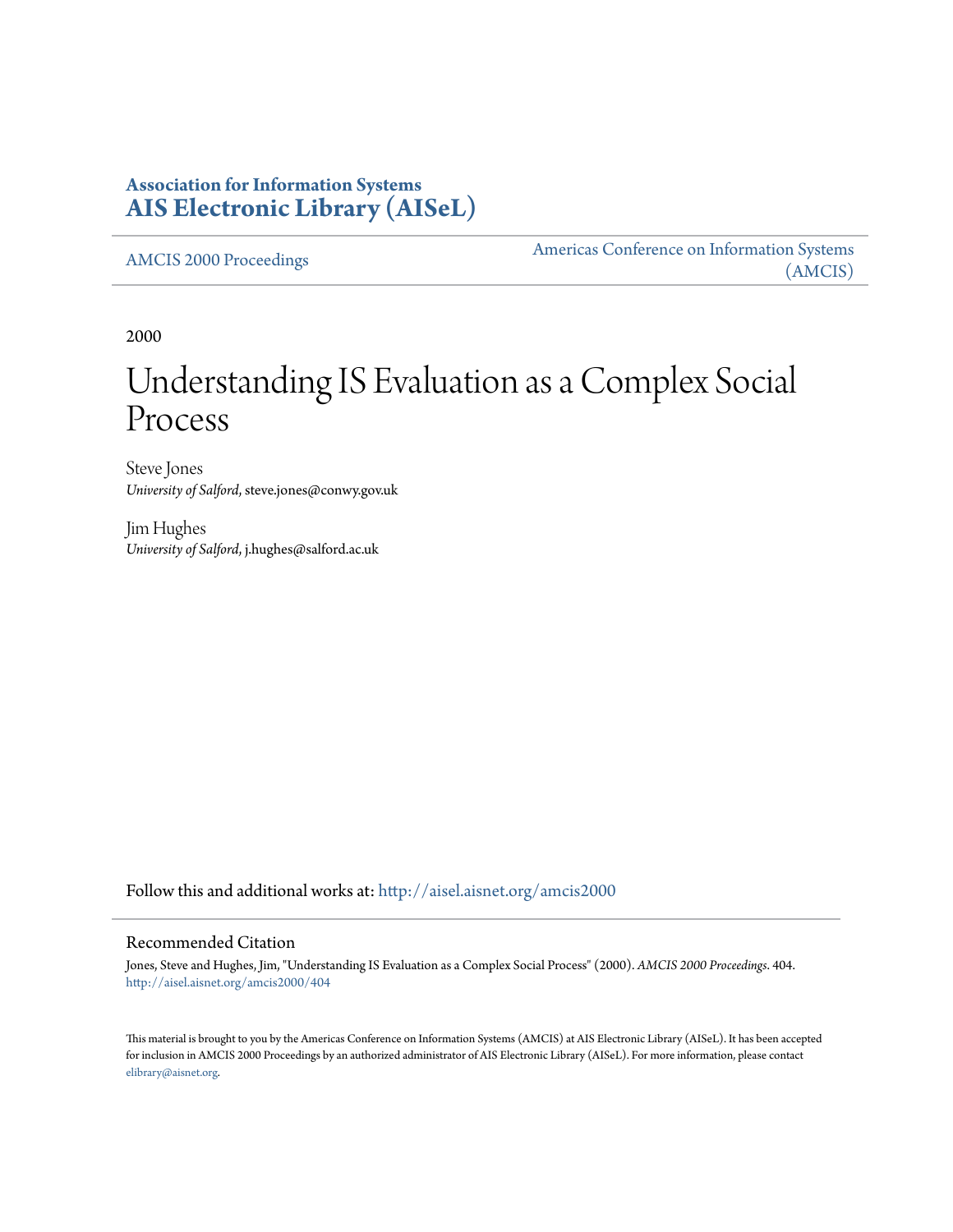**Association for Information Systems**
**AIS Electronic Library (AISeL)**

AMCIS 2000 Proceedings

Americas Conference on Information Systems (AMCIS)

2000

# Understanding IS Evaluation as a Complex Social Process

Steve Jones
*University of Salford*, steve.jones@conwy.gov.uk

Jim Hughes
*University of Salford*, j.hughes@salford.ac.uk

Follow this and additional works at: http://aisel.aisnet.org/amcis2000

## Recommended Citation

Jones, Steve and Hughes, Jim, "Understanding IS Evaluation as a Complex Social Process" (2000). *AMCIS 2000 Proceedings*. 404.
http://aisel.aisnet.org/amcis2000/404

This material is brought to you by the Americas Conference on Information Systems (AMCIS) at AIS Electronic Library (AISeL). It has been accepted for inclusion in AMCIS 2000 Proceedings by an authorized administrator of AIS Electronic Library (AISeL). For more information, please contact elibrary@aisnet.org.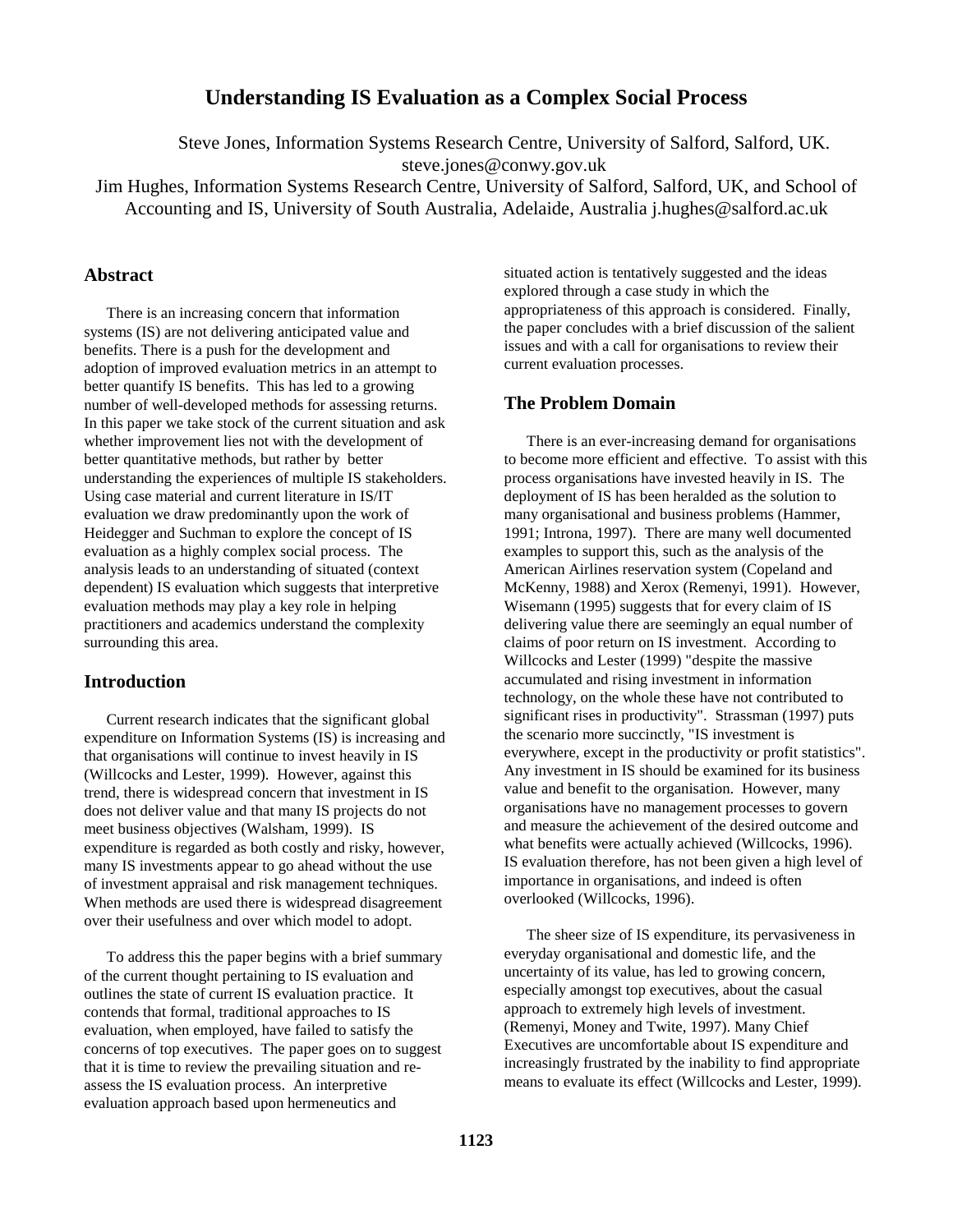# Understanding IS Evaluation as a Complex Social Process

Steve Jones, Information Systems Research Centre, University of Salford, Salford, UK. steve.jones@conwy.gov.uk

Jim Hughes, Information Systems Research Centre, University of Salford, Salford, UK, and School of Accounting and IS, University of South Australia, Adelaide, Australia j.hughes@salford.ac.uk

## Abstract

There is an increasing concern that information systems (IS) are not delivering anticipated value and benefits. There is a push for the development and adoption of improved evaluation metrics in an attempt to better quantify IS benefits. This has led to a growing number of well-developed methods for assessing returns. In this paper we take stock of the current situation and ask whether improvement lies not with the development of better quantitative methods, but rather by better understanding the experiences of multiple IS stakeholders. Using case material and current literature in IS/IT evaluation we draw predominantly upon the work of Heidegger and Suchman to explore the concept of IS evaluation as a highly complex social process. The analysis leads to an understanding of situated (context dependent) IS evaluation which suggests that interpretive evaluation methods may play a key role in helping practitioners and academics understand the complexity surrounding this area.

## Introduction

Current research indicates that the significant global expenditure on Information Systems (IS) is increasing and that organisations will continue to invest heavily in IS (Willcocks and Lester, 1999). However, against this trend, there is widespread concern that investment in IS does not deliver value and that many IS projects do not meet business objectives (Walsham, 1999). IS expenditure is regarded as both costly and risky, however, many IS investments appear to go ahead without the use of investment appraisal and risk management techniques. When methods are used there is widespread disagreement over their usefulness and over which model to adopt.

To address this the paper begins with a brief summary of the current thought pertaining to IS evaluation and outlines the state of current IS evaluation practice. It contends that formal, traditional approaches to IS evaluation, when employed, have failed to satisfy the concerns of top executives. The paper goes on to suggest that it is time to review the prevailing situation and re-assess the IS evaluation process. An interpretive evaluation approach based upon hermeneutics and situated action is tentatively suggested and the ideas explored through a case study in which the appropriateness of this approach is considered. Finally, the paper concludes with a brief discussion of the salient issues and with a call for organisations to review their current evaluation processes.

## The Problem Domain

There is an ever-increasing demand for organisations to become more efficient and effective. To assist with this process organisations have invested heavily in IS. The deployment of IS has been heralded as the solution to many organisational and business problems (Hammer, 1991; Introna, 1997). There are many well documented examples to support this, such as the analysis of the American Airlines reservation system (Copeland and McKenny, 1988) and Xerox (Remenyi, 1991). However, Wisemann (1995) suggests that for every claim of IS delivering value there are seemingly an equal number of claims of poor return on IS investment. According to Willcocks and Lester (1999) "despite the massive accumulated and rising investment in information technology, on the whole these have not contributed to significant rises in productivity". Strassman (1997) puts the scenario more succinctly, "IS investment is everywhere, except in the productivity or profit statistics". Any investment in IS should be examined for its business value and benefit to the organisation. However, many organisations have no management processes to govern and measure the achievement of the desired outcome and what benefits were actually achieved (Willcocks, 1996). IS evaluation therefore, has not been given a high level of importance in organisations, and indeed is often overlooked (Willcocks, 1996).

The sheer size of IS expenditure, its pervasiveness in everyday organisational and domestic life, and the uncertainty of its value, has led to growing concern, especially amongst top executives, about the casual approach to extremely high levels of investment. (Remenyi, Money and Twite, 1997). Many Chief Executives are uncomfortable about IS expenditure and increasingly frustrated by the inability to find appropriate means to evaluate its effect (Willcocks and Lester, 1999).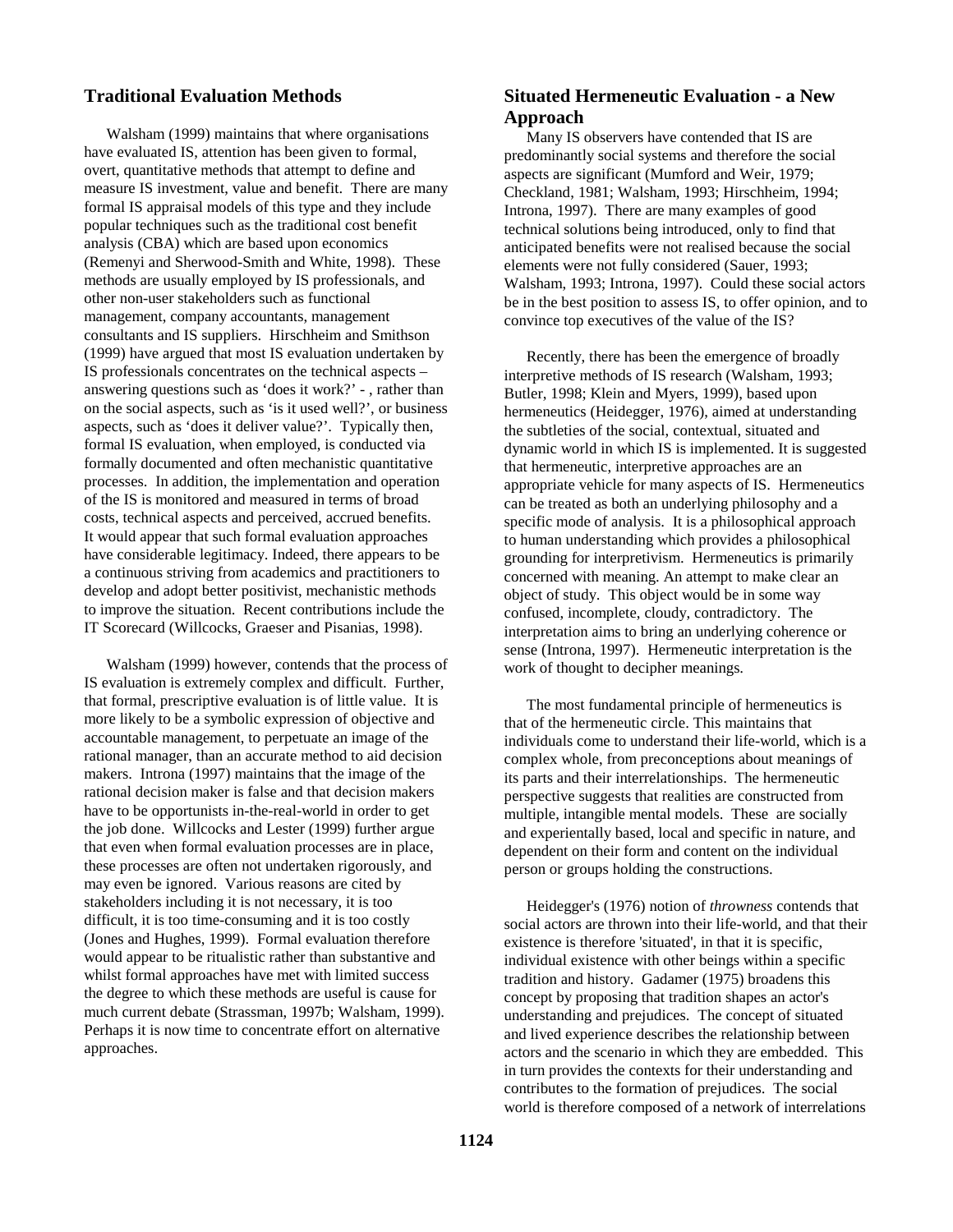## Traditional Evaluation Methods

Walsham (1999) maintains that where organisations have evaluated IS, attention has been given to formal, overt, quantitative methods that attempt to define and measure IS investment, value and benefit. There are many formal IS appraisal models of this type and they include popular techniques such as the traditional cost benefit analysis (CBA) which are based upon economics (Remenyi and Sherwood-Smith and White, 1998). These methods are usually employed by IS professionals, and other non-user stakeholders such as functional management, company accountants, management consultants and IS suppliers. Hirschheim and Smithson (1999) have argued that most IS evaluation undertaken by IS professionals concentrates on the technical aspects – answering questions such as 'does it work?' - , rather than on the social aspects, such as 'is it used well?', or business aspects, such as 'does it deliver value?'. Typically then, formal IS evaluation, when employed, is conducted via formally documented and often mechanistic quantitative processes. In addition, the implementation and operation of the IS is monitored and measured in terms of broad costs, technical aspects and perceived, accrued benefits. It would appear that such formal evaluation approaches have considerable legitimacy. Indeed, there appears to be a continuous striving from academics and practitioners to develop and adopt better positivist, mechanistic methods to improve the situation. Recent contributions include the IT Scorecard (Willcocks, Graeser and Pisanias, 1998).

Walsham (1999) however, contends that the process of IS evaluation is extremely complex and difficult. Further, that formal, prescriptive evaluation is of little value. It is more likely to be a symbolic expression of objective and accountable management, to perpetuate an image of the rational manager, than an accurate method to aid decision makers. Introna (1997) maintains that the image of the rational decision maker is false and that decision makers have to be opportunists in-the-real-world in order to get the job done. Willcocks and Lester (1999) further argue that even when formal evaluation processes are in place, these processes are often not undertaken rigorously, and may even be ignored. Various reasons are cited by stakeholders including it is not necessary, it is too difficult, it is too time-consuming and it is too costly (Jones and Hughes, 1999). Formal evaluation therefore would appear to be ritualistic rather than substantive and whilst formal approaches have met with limited success the degree to which these methods are useful is cause for much current debate (Strassman, 1997b; Walsham, 1999). Perhaps it is now time to concentrate effort on alternative approaches.

## Situated Hermeneutic Evaluation - a New Approach

Many IS observers have contended that IS are predominantly social systems and therefore the social aspects are significant (Mumford and Weir, 1979; Checkland, 1981; Walsham, 1993; Hirschheim, 1994; Introna, 1997). There are many examples of good technical solutions being introduced, only to find that anticipated benefits were not realised because the social elements were not fully considered (Sauer, 1993; Walsham, 1993; Introna, 1997). Could these social actors be in the best position to assess IS, to offer opinion, and to convince top executives of the value of the IS?

Recently, there has been the emergence of broadly interpretive methods of IS research (Walsham, 1993; Butler, 1998; Klein and Myers, 1999), based upon hermeneutics (Heidegger, 1976), aimed at understanding the subtleties of the social, contextual, situated and dynamic world in which IS is implemented. It is suggested that hermeneutic, interpretive approaches are an appropriate vehicle for many aspects of IS. Hermeneutics can be treated as both an underlying philosophy and a specific mode of analysis. It is a philosophical approach to human understanding which provides a philosophical grounding for interpretivism. Hermeneutics is primarily concerned with meaning. An attempt to make clear an object of study. This object would be in some way confused, incomplete, cloudy, contradictory. The interpretation aims to bring an underlying coherence or sense (Introna, 1997). Hermeneutic interpretation is the work of thought to decipher meanings.

The most fundamental principle of hermeneutics is that of the hermeneutic circle. This maintains that individuals come to understand their life-world, which is a complex whole, from preconceptions about meanings of its parts and their interrelationships. The hermeneutic perspective suggests that realities are constructed from multiple, intangible mental models. These are socially and experientially based, local and specific in nature, and dependent on their form and content on the individual person or groups holding the constructions.

Heidegger's (1976) notion of *throwness* contends that social actors are thrown into their life-world, and that their existence is therefore 'situated', in that it is specific, individual existence with other beings within a specific tradition and history. Gadamer (1975) broadens this concept by proposing that tradition shapes an actor's understanding and prejudices. The concept of situated and lived experience describes the relationship between actors and the scenario in which they are embedded. This in turn provides the contexts for their understanding and contributes to the formation of prejudices. The social world is therefore composed of a network of interrelations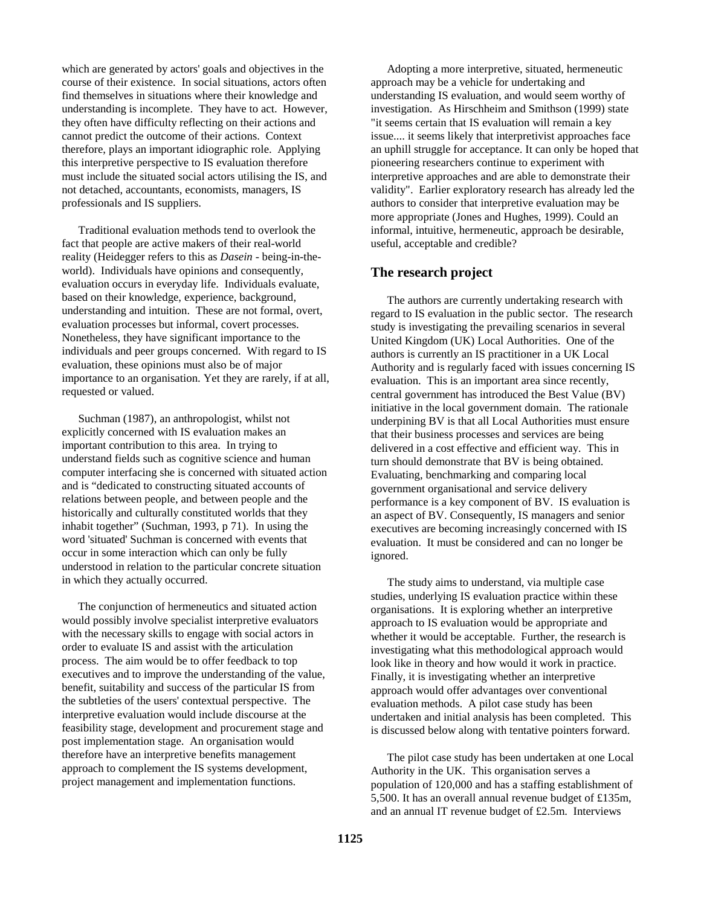which are generated by actors' goals and objectives in the course of their existence. In social situations, actors often find themselves in situations where their knowledge and understanding is incomplete. They have to act. However, they often have difficulty reflecting on their actions and cannot predict the outcome of their actions. Context therefore, plays an important idiographic role. Applying this interpretive perspective to IS evaluation therefore must include the situated social actors utilising the IS, and not detached, accountants, economists, managers, IS professionals and IS suppliers.

Traditional evaluation methods tend to overlook the fact that people are active makers of their real-world reality (Heidegger refers to this as *Dasein* - being-in-the-world). Individuals have opinions and consequently, evaluation occurs in everyday life. Individuals evaluate, based on their knowledge, experience, background, understanding and intuition. These are not formal, overt, evaluation processes but informal, covert processes. Nonetheless, they have significant importance to the individuals and peer groups concerned. With regard to IS evaluation, these opinions must also be of major importance to an organisation. Yet they are rarely, if at all, requested or valued.

Suchman (1987), an anthropologist, whilst not explicitly concerned with IS evaluation makes an important contribution to this area. In trying to understand fields such as cognitive science and human computer interfacing she is concerned with situated action and is "dedicated to constructing situated accounts of relations between people, and between people and the historically and culturally constituted worlds that they inhabit together" (Suchman, 1993, p 71). In using the word 'situated' Suchman is concerned with events that occur in some interaction which can only be fully understood in relation to the particular concrete situation in which they actually occurred.

The conjunction of hermeneutics and situated action would possibly involve specialist interpretive evaluators with the necessary skills to engage with social actors in order to evaluate IS and assist with the articulation process. The aim would be to offer feedback to top executives and to improve the understanding of the value, benefit, suitability and success of the particular IS from the subtleties of the users' contextual perspective. The interpretive evaluation would include discourse at the feasibility stage, development and procurement stage and post implementation stage. An organisation would therefore have an interpretive benefits management approach to complement the IS systems development, project management and implementation functions.

Adopting a more interpretive, situated, hermeneutic approach may be a vehicle for undertaking and understanding IS evaluation, and would seem worthy of investigation. As Hirschheim and Smithson (1999) state "it seems certain that IS evaluation will remain a key issue.... it seems likely that interpretivist approaches face an uphill struggle for acceptance. It can only be hoped that pioneering researchers continue to experiment with interpretive approaches and are able to demonstrate their validity". Earlier exploratory research has already led the authors to consider that interpretive evaluation may be more appropriate (Jones and Hughes, 1999). Could an informal, intuitive, hermeneutic, approach be desirable, useful, acceptable and credible?

## The research project

The authors are currently undertaking research with regard to IS evaluation in the public sector. The research study is investigating the prevailing scenarios in several United Kingdom (UK) Local Authorities. One of the authors is currently an IS practitioner in a UK Local Authority and is regularly faced with issues concerning IS evaluation. This is an important area since recently, central government has introduced the Best Value (BV) initiative in the local government domain. The rationale underpining BV is that all Local Authorities must ensure that their business processes and services are being delivered in a cost effective and efficient way. This in turn should demonstrate that BV is being obtained. Evaluating, benchmarking and comparing local government organisational and service delivery performance is a key component of BV. IS evaluation is an aspect of BV. Consequently, IS managers and senior executives are becoming increasingly concerned with IS evaluation. It must be considered and can no longer be ignored.

The study aims to understand, via multiple case studies, underlying IS evaluation practice within these organisations. It is exploring whether an interpretive approach to IS evaluation would be appropriate and whether it would be acceptable. Further, the research is investigating what this methodological approach would look like in theory and how would it work in practice. Finally, it is investigating whether an interpretive approach would offer advantages over conventional evaluation methods. A pilot case study has been undertaken and initial analysis has been completed. This is discussed below along with tentative pointers forward.

The pilot case study has been undertaken at one Local Authority in the UK. This organisation serves a population of 120,000 and has a staffing establishment of 5,500. It has an overall annual revenue budget of £135m, and an annual IT revenue budget of £2.5m. Interviews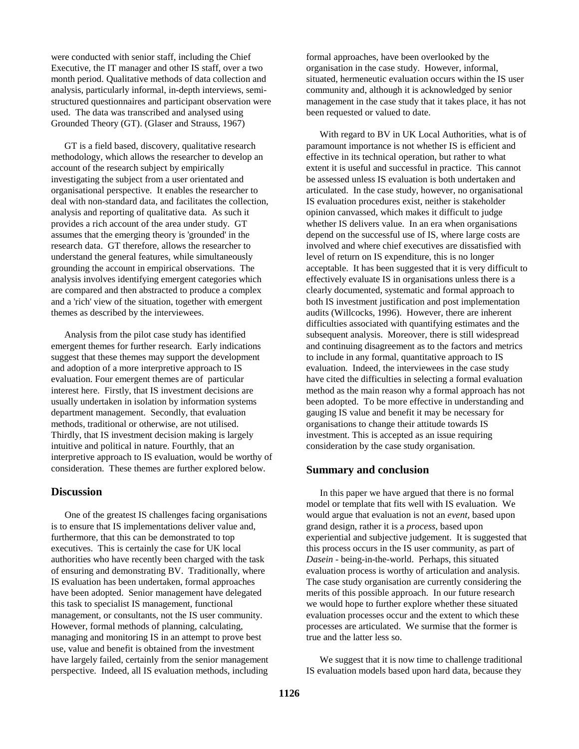were conducted with senior staff, including the Chief Executive, the IT manager and other IS staff, over a two month period. Qualitative methods of data collection and analysis, particularly informal, in-depth interviews, semi-structured questionnaires and participant observation were used. The data was transcribed and analysed using Grounded Theory (GT). (Glaser and Strauss, 1967)

GT is a field based, discovery, qualitative research methodology, which allows the researcher to develop an account of the research subject by empirically investigating the subject from a user orientated and organisational perspective. It enables the researcher to deal with non-standard data, and facilitates the collection, analysis and reporting of qualitative data. As such it provides a rich account of the area under study. GT assumes that the emerging theory is 'grounded' in the research data. GT therefore, allows the researcher to understand the general features, while simultaneously grounding the account in empirical observations. The analysis involves identifying emergent categories which are compared and then abstracted to produce a complex and a 'rich' view of the situation, together with emergent themes as described by the interviewees.

Analysis from the pilot case study has identified emergent themes for further research. Early indications suggest that these themes may support the development and adoption of a more interpretive approach to IS evaluation. Four emergent themes are of particular interest here. Firstly, that IS investment decisions are usually undertaken in isolation by information systems department management. Secondly, that evaluation methods, traditional or otherwise, are not utilised. Thirdly, that IS investment decision making is largely intuitive and political in nature. Fourthly, that an interpretive approach to IS evaluation, would be worthy of consideration. These themes are further explored below.

## Discussion

One of the greatest IS challenges facing organisations is to ensure that IS implementations deliver value and, furthermore, that this can be demonstrated to top executives. This is certainly the case for UK local authorities who have recently been charged with the task of ensuring and demonstrating BV. Traditionally, where IS evaluation has been undertaken, formal approaches have been adopted. Senior management have delegated this task to specialist IS management, functional management, or consultants, not the IS user community. However, formal methods of planning, calculating, managing and monitoring IS in an attempt to prove best use, value and benefit is obtained from the investment have largely failed, certainly from the senior management perspective. Indeed, all IS evaluation methods, including formal approaches, have been overlooked by the organisation in the case study. However, informal, situated, hermeneutic evaluation occurs within the IS user community and, although it is acknowledged by senior management in the case study that it takes place, it has not been requested or valued to date.

With regard to BV in UK Local Authorities, what is of paramount importance is not whether IS is efficient and effective in its technical operation, but rather to what extent it is useful and successful in practice. This cannot be assessed unless IS evaluation is both undertaken and articulated. In the case study, however, no organisational IS evaluation procedures exist, neither is stakeholder opinion canvassed, which makes it difficult to judge whether IS delivers value. In an era when organisations depend on the successful use of IS, where large costs are involved and where chief executives are dissatisfied with level of return on IS expenditure, this is no longer acceptable. It has been suggested that it is very difficult to effectively evaluate IS in organisations unless there is a clearly documented, systematic and formal approach to both IS investment justification and post implementation audits (Willcocks, 1996). However, there are inherent difficulties associated with quantifying estimates and the subsequent analysis. Moreover, there is still widespread and continuing disagreement as to the factors and metrics to include in any formal, quantitative approach to IS evaluation. Indeed, the interviewees in the case study have cited the difficulties in selecting a formal evaluation method as the main reason why a formal approach has not been adopted. To be more effective in understanding and gauging IS value and benefit it may be necessary for organisations to change their attitude towards IS investment. This is accepted as an issue requiring consideration by the case study organisation.

## Summary and conclusion

In this paper we have argued that there is no formal model or template that fits well with IS evaluation. We would argue that evaluation is not an *event*, based upon grand design, rather it is a *process*, based upon experiential and subjective judgement. It is suggested that this process occurs in the IS user community, as part of *Dasein* - being-in-the-world. Perhaps, this situated evaluation process is worthy of articulation and analysis. The case study organisation are currently considering the merits of this possible approach. In our future research we would hope to further explore whether these situated evaluation processes occur and the extent to which these processes are articulated. We surmise that the former is true and the latter less so.

We suggest that it is now time to challenge traditional IS evaluation models based upon hard data, because they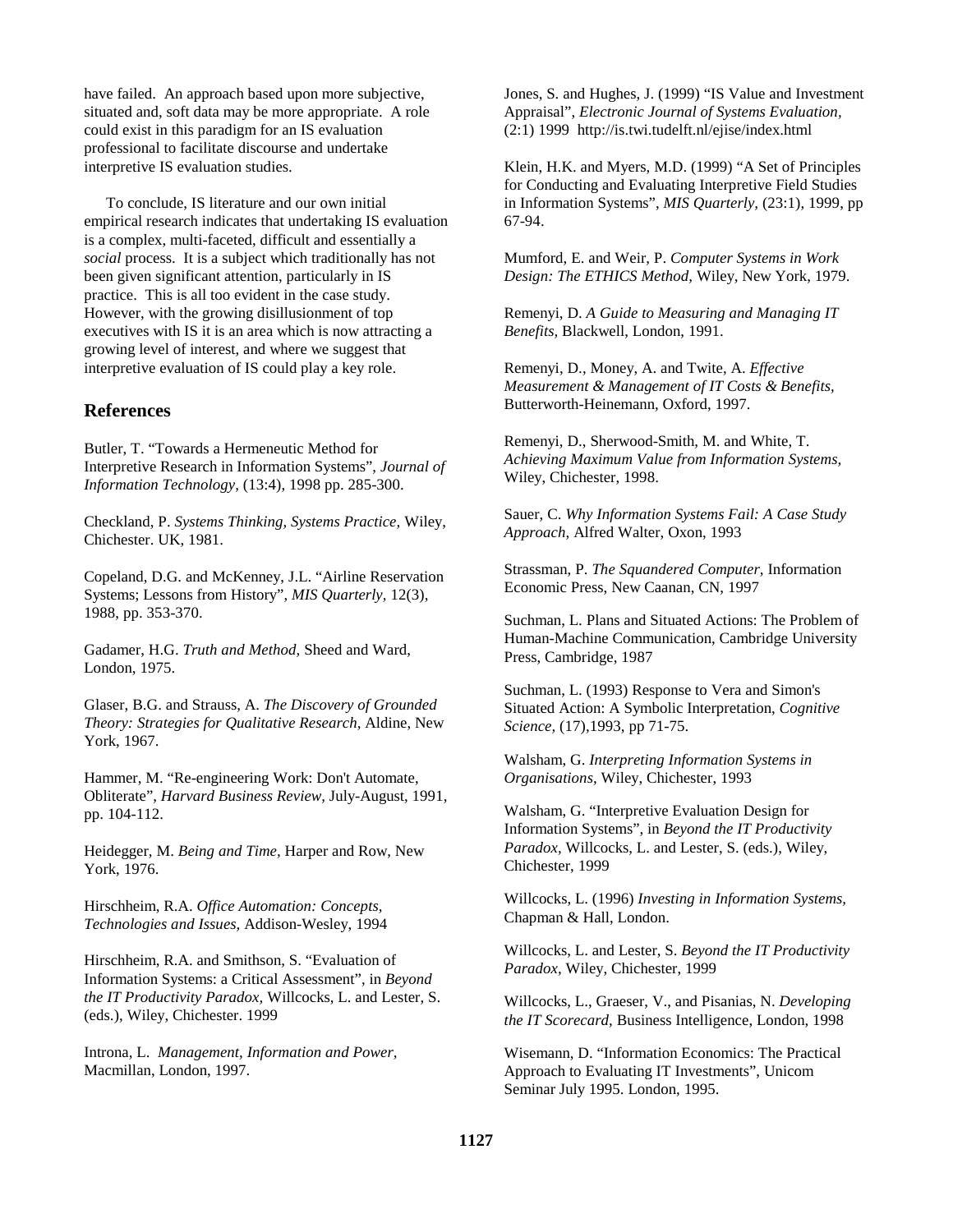have failed. An approach based upon more subjective, situated and, soft data may be more appropriate. A role could exist in this paradigm for an IS evaluation professional to facilitate discourse and undertake interpretive IS evaluation studies.

To conclude, IS literature and our own initial empirical research indicates that undertaking IS evaluation is a complex, multi-faceted, difficult and essentially a *social* process. It is a subject which traditionally has not been given significant attention, particularly in IS practice. This is all too evident in the case study. However, with the growing disillusionment of top executives with IS it is an area which is now attracting a growing level of interest, and where we suggest that interpretive evaluation of IS could play a key role.

## References

Butler, T. "Towards a Hermeneutic Method for Interpretive Research in Information Systems", *Journal of Information Technology,* (13:4), 1998 pp. 285-300.

Checkland, P. *Systems Thinking, Systems Practice,* Wiley, Chichester. UK, 1981.

Copeland, D.G. and McKenney, J.L. "Airline Reservation Systems; Lessons from History", *MIS Quarterly,* 12(3), 1988, pp. 353-370.

Gadamer, H.G. *Truth and Method,* Sheed and Ward, London, 1975.

Glaser, B.G. and Strauss, A. *The Discovery of Grounded Theory: Strategies for Qualitative Research,* Aldine, New York, 1967.

Hammer, M. "Re-engineering Work: Don't Automate, Obliterate", *Harvard Business Review,* July-August, 1991, pp. 104-112.

Heidegger, M. *Being and Time,* Harper and Row, New York, 1976.

Hirschheim, R.A. *Office Automation: Concepts, Technologies and Issues,* Addison-Wesley, 1994

Hirschheim, R.A. and Smithson, S. "Evaluation of Information Systems: a Critical Assessment", in *Beyond the IT Productivity Paradox,* Willcocks, L. and Lester, S. (eds.), Wiley, Chichester. 1999

Introna, L. *Management, Information and Power,* Macmillan, London, 1997.

Jones, S. and Hughes, J. (1999) "IS Value and Investment Appraisal", *Electronic Journal of Systems Evaluation,* (2:1) 1999 http://is.twi.tudelft.nl/ejise/index.html

Klein, H.K. and Myers, M.D. (1999) "A Set of Principles for Conducting and Evaluating Interpretive Field Studies in Information Systems", *MIS Quarterly,* (23:1), 1999, pp 67-94.

Mumford, E. and Weir, P. *Computer Systems in Work Design: The ETHICS Method,* Wiley, New York, 1979.

Remenyi, D. *A Guide to Measuring and Managing IT Benefits,* Blackwell, London, 1991.

Remenyi, D., Money, A. and Twite, A. *Effective Measurement & Management of IT Costs & Benefits,* Butterworth-Heinemann, Oxford, 1997.

Remenyi, D., Sherwood-Smith, M. and White, T. *Achieving Maximum Value from Information Systems,* Wiley, Chichester, 1998.

Sauer, C. *Why Information Systems Fail: A Case Study Approach,* Alfred Walter, Oxon, 1993

Strassman, P. *The Squandered Computer,* Information Economic Press, New Caanan, CN, 1997

Suchman, L. Plans and Situated Actions: The Problem of Human-Machine Communication, Cambridge University Press, Cambridge, 1987

Suchman, L. (1993) Response to Vera and Simon's Situated Action: A Symbolic Interpretation, *Cognitive Science,* (17),1993, pp 71-75.

Walsham, G. *Interpreting Information Systems in Organisations,* Wiley, Chichester, 1993

Walsham, G. "Interpretive Evaluation Design for Information Systems", in *Beyond the IT Productivity Paradox,* Willcocks, L. and Lester, S. (eds.), Wiley, Chichester, 1999

Willcocks, L. (1996) *Investing in Information Systems,* Chapman & Hall, London.

Willcocks, L. and Lester, S. *Beyond the IT Productivity Paradox,* Wiley, Chichester, 1999

Willcocks, L., Graeser, V., and Pisanias, N. *Developing the IT Scorecard,* Business Intelligence, London, 1998

Wisemann, D. "Information Economics: The Practical Approach to Evaluating IT Investments", Unicom Seminar July 1995. London, 1995.